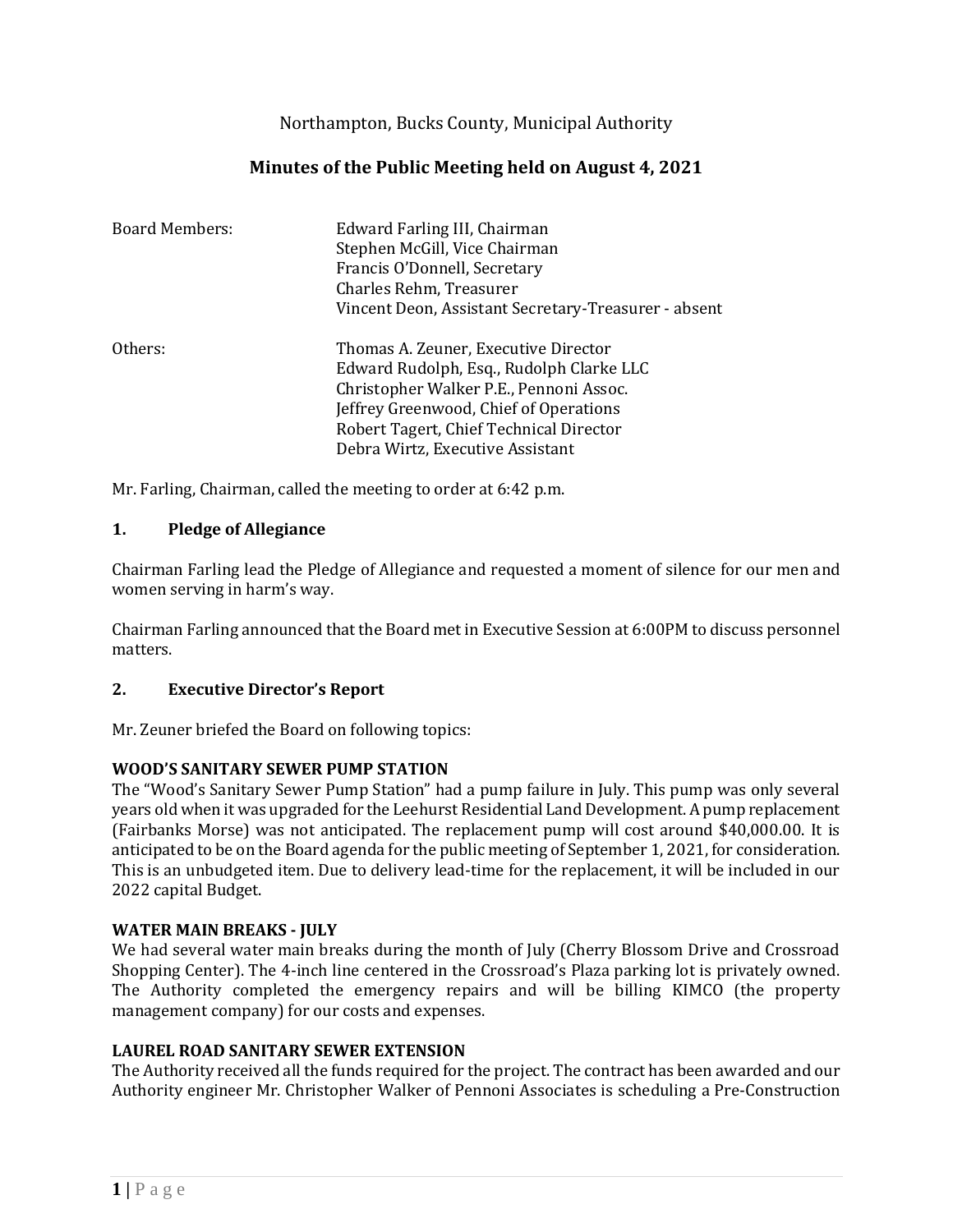Northampton, Bucks County, Municipal Authority

# Minutes of the Public Meeting held on August 4, 2021

| | |
|---|---|
| Board Members: | Edward Farling III, Chairman |
| | Stephen McGill, Vice Chairman |
| | Francis O'Donnell, Secretary |
| | Charles Rehm, Treasurer |
| | Vincent Deon, Assistant Secretary-Treasurer - absent |
| Others: | Thomas A. Zeuner, Executive Director |
| | Edward Rudolph, Esq., Rudolph Clarke LLC |
| | Christopher Walker P.E., Pennoni Assoc. |
| | Jeffrey Greenwood, Chief of Operations |
| | Robert Tagert, Chief Technical Director |
| | Debra Wirtz, Executive Assistant |

Mr. Farling, Chairman, called the meeting to order at 6:42 p.m.

## 1. Pledge of Allegiance

Chairman Farling lead the Pledge of Allegiance and requested a moment of silence for our men and women serving in harm's way.

Chairman Farling announced that the Board met in Executive Session at 6:00PM to discuss personnel matters.

## 2. Executive Director's Report

Mr. Zeuner briefed the Board on following topics:

**WOOD'S SANITARY SEWER PUMP STATION**

The "Wood's Sanitary Sewer Pump Station" had a pump failure in July. This pump was only several years old when it was upgraded for the Leehurst Residential Land Development. A pump replacement (Fairbanks Morse) was not anticipated. The replacement pump will cost around $40,000.00. It is anticipated to be on the Board agenda for the public meeting of September 1, 2021, for consideration. This is an unbudgeted item. Due to delivery lead-time for the replacement, it will be included in our 2022 capital Budget.

**WATER MAIN BREAKS - JULY**

We had several water main breaks during the month of July (Cherry Blossom Drive and Crossroad Shopping Center). The 4-inch line centered in the Crossroad's Plaza parking lot is privately owned. The Authority completed the emergency repairs and will be billing KIMCO (the property management company) for our costs and expenses.

**LAUREL ROAD SANITARY SEWER EXTENSION**

The Authority received all the funds required for the project. The contract has been awarded and our Authority engineer Mr. Christopher Walker of Pennoni Associates is scheduling a Pre-Construction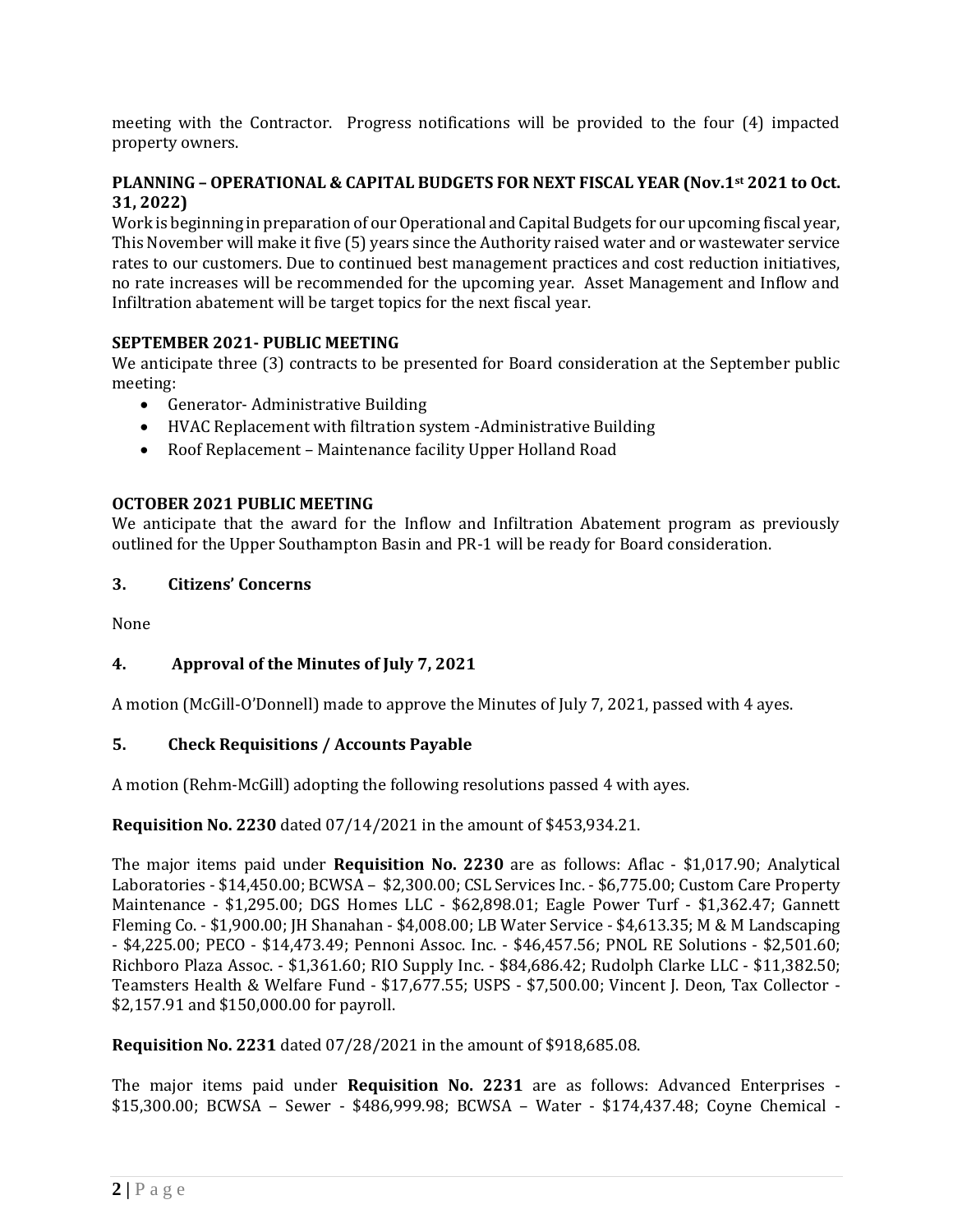meeting with the Contractor. Progress notifications will be provided to the four (4) impacted property owners.

**PLANNING – OPERATIONAL & CAPITAL BUDGETS FOR NEXT FISCAL YEAR (Nov.1st 2021 to Oct. 31, 2022)**

Work is beginning in preparation of our Operational and Capital Budgets for our upcoming fiscal year, This November will make it five (5) years since the Authority raised water and or wastewater service rates to our customers. Due to continued best management practices and cost reduction initiatives, no rate increases will be recommended for the upcoming year. Asset Management and Inflow and Infiltration abatement will be target topics for the next fiscal year.

**SEPTEMBER 2021- PUBLIC MEETING**

We anticipate three (3) contracts to be presented for Board consideration at the September public meeting:

- Generator- Administrative Building
- HVAC Replacement with filtration system -Administrative Building
- Roof Replacement – Maintenance facility Upper Holland Road

**OCTOBER 2021 PUBLIC MEETING**

We anticipate that the award for the Inflow and Infiltration Abatement program as previously outlined for the Upper Southampton Basin and PR-1 will be ready for Board consideration.

## 3. Citizens' Concerns

None

## 4. Approval of the Minutes of July 7, 2021

A motion (McGill-O'Donnell) made to approve the Minutes of July 7, 2021, passed with 4 ayes.

## 5. Check Requisitions / Accounts Payable

A motion (Rehm-McGill) adopting the following resolutions passed 4 with ayes.

**Requisition No. 2230** dated 07/14/2021 in the amount of $453,934.21.

The major items paid under **Requisition No. 2230** are as follows: Aflac - $1,017.90; Analytical Laboratories - $14,450.00; BCWSA – $2,300.00; CSL Services Inc. - $6,775.00; Custom Care Property Maintenance - $1,295.00; DGS Homes LLC - $62,898.01; Eagle Power Turf - $1,362.47; Gannett Fleming Co. - $1,900.00; JH Shanahan - $4,008.00; LB Water Service - $4,613.35; M & M Landscaping - $4,225.00; PECO - $14,473.49; Pennoni Assoc. Inc. - $46,457.56; PNOL RE Solutions - $2,501.60; Richboro Plaza Assoc. - $1,361.60; RIO Supply Inc. - $84,686.42; Rudolph Clarke LLC - $11,382.50; Teamsters Health & Welfare Fund - $17,677.55; USPS - $7,500.00; Vincent J. Deon, Tax Collector - $2,157.91 and $150,000.00 for payroll.

**Requisition No. 2231** dated 07/28/2021 in the amount of $918,685.08.

The major items paid under **Requisition No. 2231** are as follows: Advanced Enterprises - $15,300.00; BCWSA – Sewer - $486,999.98; BCWSA – Water - $174,437.48; Coyne Chemical -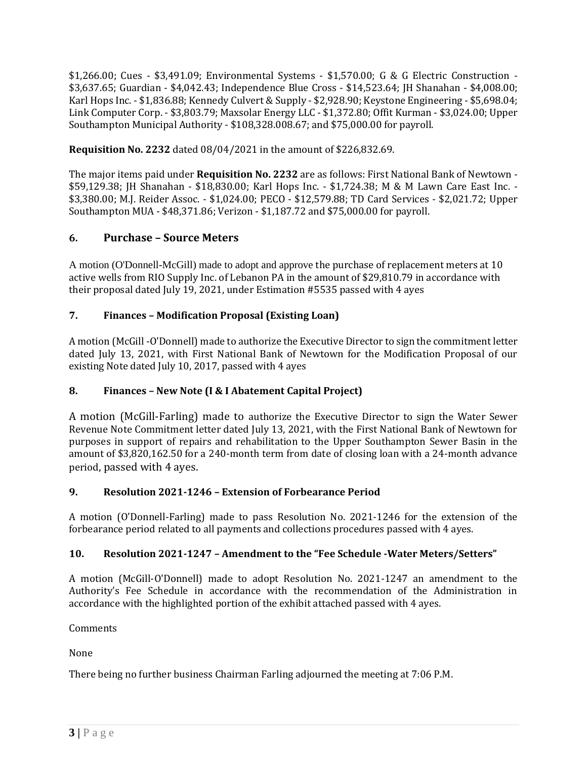$1,266.00; Cues - $3,491.09; Environmental Systems - $1,570.00; G & G Electric Construction - $3,637.65; Guardian - $4,042.43; Independence Blue Cross - $14,523.64; JH Shanahan - $4,008.00; Karl Hops Inc. - $1,836.88; Kennedy Culvert & Supply - $2,928.90; Keystone Engineering - $5,698.04; Link Computer Corp. - $3,803.79; Maxsolar Energy LLC - $1,372.80; Offit Kurman - $3,024.00; Upper Southampton Municipal Authority - $108,328.008.67; and $75,000.00 for payroll.

**Requisition No. 2232** dated 08/04/2021 in the amount of $226,832.69.

The major items paid under **Requisition No. 2232** are as follows: First National Bank of Newtown - $59,129.38; JH Shanahan - $18,830.00; Karl Hops Inc. - $1,724.38; M & M Lawn Care East Inc. - $3,380.00; M.J. Reider Assoc. - $1,024.00; PECO - $12,579.88; TD Card Services - $2,021.72; Upper Southampton MUA - $48,371.86; Verizon - $1,187.72 and $75,000.00 for payroll.

## 6. Purchase – Source Meters

A motion (O'Donnell-McGill) made to adopt and approve the purchase of replacement meters at 10 active wells from RIO Supply Inc. of Lebanon PA in the amount of $29,810.79 in accordance with their proposal dated July 19, 2021, under Estimation #5535 passed with 4 ayes

### 7. Finances – Modification Proposal (Existing Loan)

A motion (McGill -O'Donnell) made to authorize the Executive Director to sign the commitment letter dated July 13, 2021, with First National Bank of Newtown for the Modification Proposal of our existing Note dated July 10, 2017, passed with 4 ayes

### 8. Finances – New Note (I & I Abatement Capital Project)

A motion (McGill-Farling) made to authorize the Executive Director to sign the Water Sewer Revenue Note Commitment letter dated July 13, 2021, with the First National Bank of Newtown for purposes in support of repairs and rehabilitation to the Upper Southampton Sewer Basin in the amount of $3,820,162.50 for a 240-month term from date of closing loan with a 24-month advance period, passed with 4 ayes.

### 9. Resolution 2021-1246 – Extension of Forbearance Period

A motion (O'Donnell-Farling) made to pass Resolution No. 2021-1246 for the extension of the forbearance period related to all payments and collections procedures passed with 4 ayes.

### 10. Resolution 2021-1247 – Amendment to the "Fee Schedule -Water Meters/Setters"

A motion (McGill-O'Donnell) made to adopt Resolution No. 2021-1247 an amendment to the Authority's Fee Schedule in accordance with the recommendation of the Administration in accordance with the highlighted portion of the exhibit attached passed with 4 ayes.

Comments

None

There being no further business Chairman Farling adjourned the meeting at 7:06 P.M.